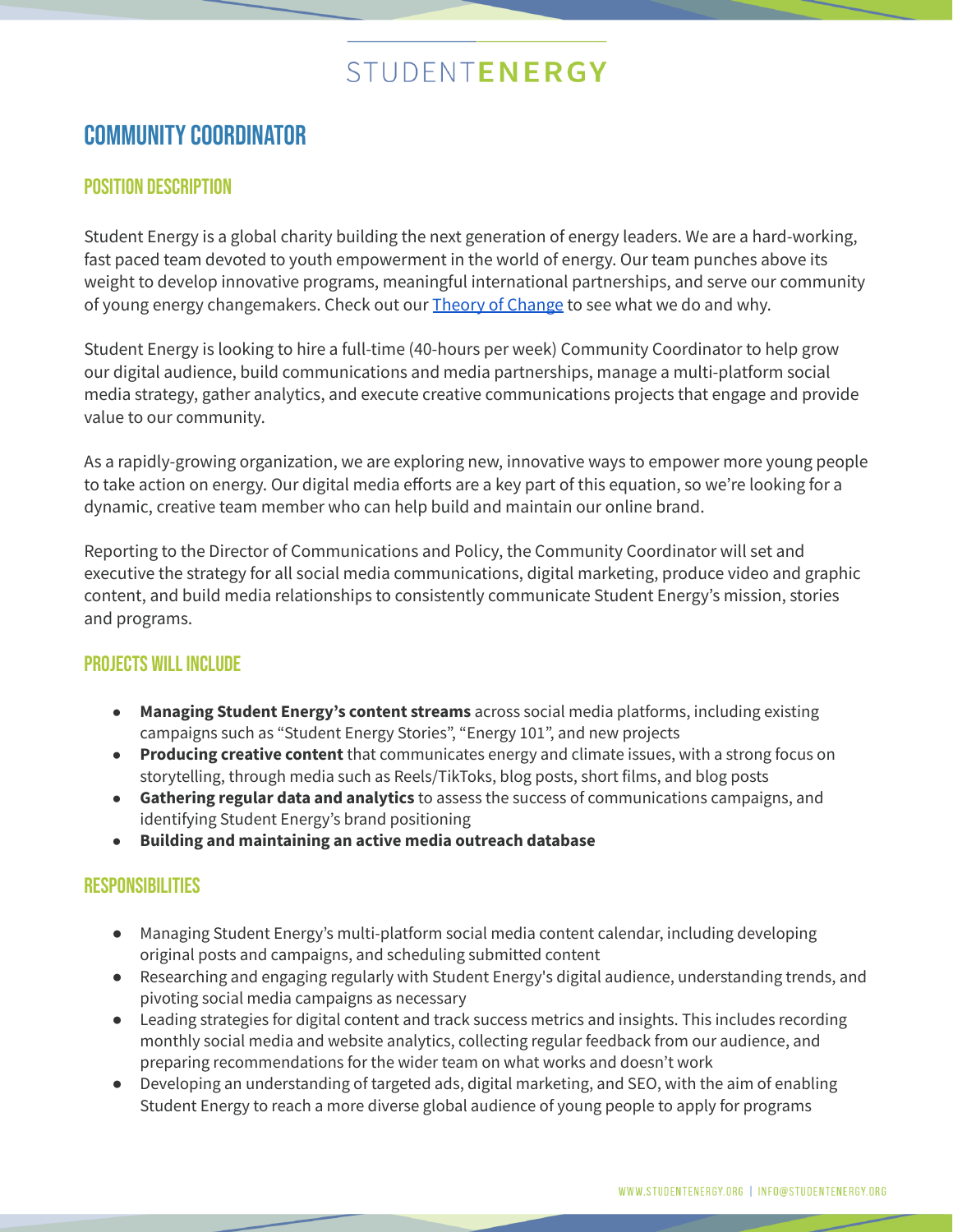# STUDENTENERGY

## COMMUNITY COORDINATOR

### POSITION DESCRIPTION

Student Energy is a global charity building the next generation of energy leaders. We are a hard-working, fast paced team devoted to youth empowerment in the world of energy. Our team punches above its weight to develop innovative programs, meaningful international partnerships, and serve our community of young energy changemakers. Check out our Theory of Change to see what we do and why.

Student Energy is looking to hire a full-time (40-hours per week) Community Coordinator to help grow our digital audience, build communications and media partnerships, manage a multi-platform social media strategy, gather analytics, and execute creative communications projects that engage and provide value to our community.

As a rapidly-growing organization, we are exploring new, innovative ways to empower more young people to take action on energy. Our digital media efforts are a key part of this equation, so we're looking for a dynamic, creative team member who can help build and maintain our online brand.

Reporting to the Director of Communications and Policy, the Community Coordinator will set and executive the strategy for all social media communications, digital marketing, produce video and graphic content, and build media relationships to consistently communicate Student Energy's mission, stories and programs.

### PROJECTS WILL INCLUDE

- **Managing Student Energy's content streams** across social media platforms, including existing campaigns such as "Student Energy Stories", "Energy 101", and new projects
- **Producing creative content** that communicates energy and climate issues, with a strong focus on storytelling, through media such as Reels/TikToks, blog posts, short films, and blog posts
- **Gathering regular data and analytics** to assess the success of communications campaigns, and identifying Student Energy's brand positioning
- **Building and maintaining an active media outreach database**

### RESPONSIBILITIES

- Managing Student Energy's multi-platform social media content calendar, including developing original posts and campaigns, and scheduling submitted content
- Researching and engaging regularly with Student Energy's digital audience, understanding trends, and pivoting social media campaigns as necessary
- Leading strategies for digital content and track success metrics and insights. This includes recording monthly social media and website analytics, collecting regular feedback from our audience, and preparing recommendations for the wider team on what works and doesn't work
- Developing an understanding of targeted ads, digital marketing, and SEO, with the aim of enabling Student Energy to reach a more diverse global audience of young people to apply for programs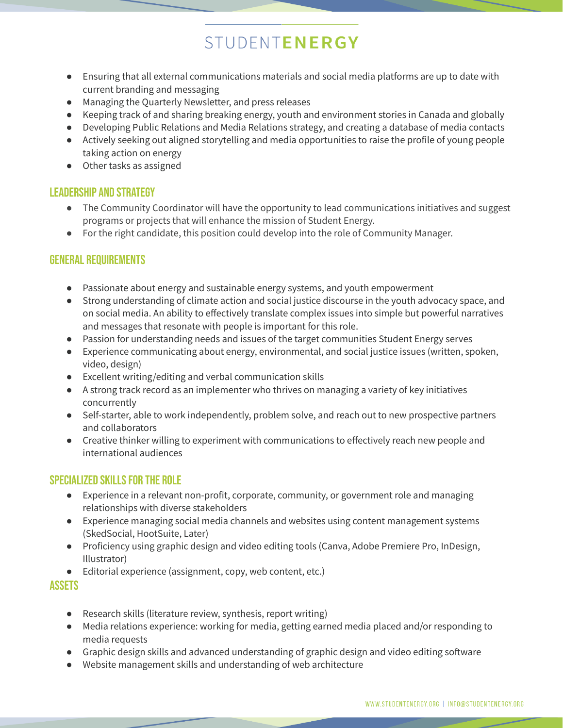- Ensuring that all external communications materials and social media platforms are up to date with current branding and messaging
- Managing the Quarterly Newsletter, and press releases
- Keeping track of and sharing breaking energy, youth and environment stories in Canada and globally
- Developing Public Relations and Media Relations strategy, and creating a database of media contacts
- Actively seeking out aligned storytelling and media opportunities to raise the profile of young people taking action on energy
- Other tasks as assigned

## Leadership and Strategy

- The Community Coordinator will have the opportunity to lead communications initiatives and suggest programs or projects that will enhance the mission of Student Energy.
- For the right candidate, this position could develop into the role of Community Manager.

## General Requirements

- Passionate about energy and sustainable energy systems, and youth empowerment
- Strong understanding of climate action and social justice discourse in the youth advocacy space, and on social media. An ability to effectively translate complex issues into simple but powerful narratives and messages that resonate with people is important for this role.
- Passion for understanding needs and issues of the target communities Student Energy serves
- Experience communicating about energy, environmental, and social justice issues (written, spoken, video, design)
- Excellent writing/editing and verbal communication skills
- A strong track record as an implementer who thrives on managing a variety of key initiatives concurrently
- Self-starter, able to work independently, problem solve, and reach out to new prospective partners and collaborators
- Creative thinker willing to experiment with communications to effectively reach new people and international audiences

## Specialized Skills for the Role

- Experience in a relevant non-profit, corporate, community, or government role and managing relationships with diverse stakeholders
- Experience managing social media channels and websites using content management systems (SkedSocial, HootSuite, Later)
- Proficiency using graphic design and video editing tools (Canva, Adobe Premiere Pro, InDesign, Illustrator)
- Editorial experience (assignment, copy, web content, etc.)

## Assets

- Research skills (literature review, synthesis, report writing)
- Media relations experience: working for media, getting earned media placed and/or responding to media requests
- Graphic design skills and advanced understanding of graphic design and video editing software
- Website management skills and understanding of web architecture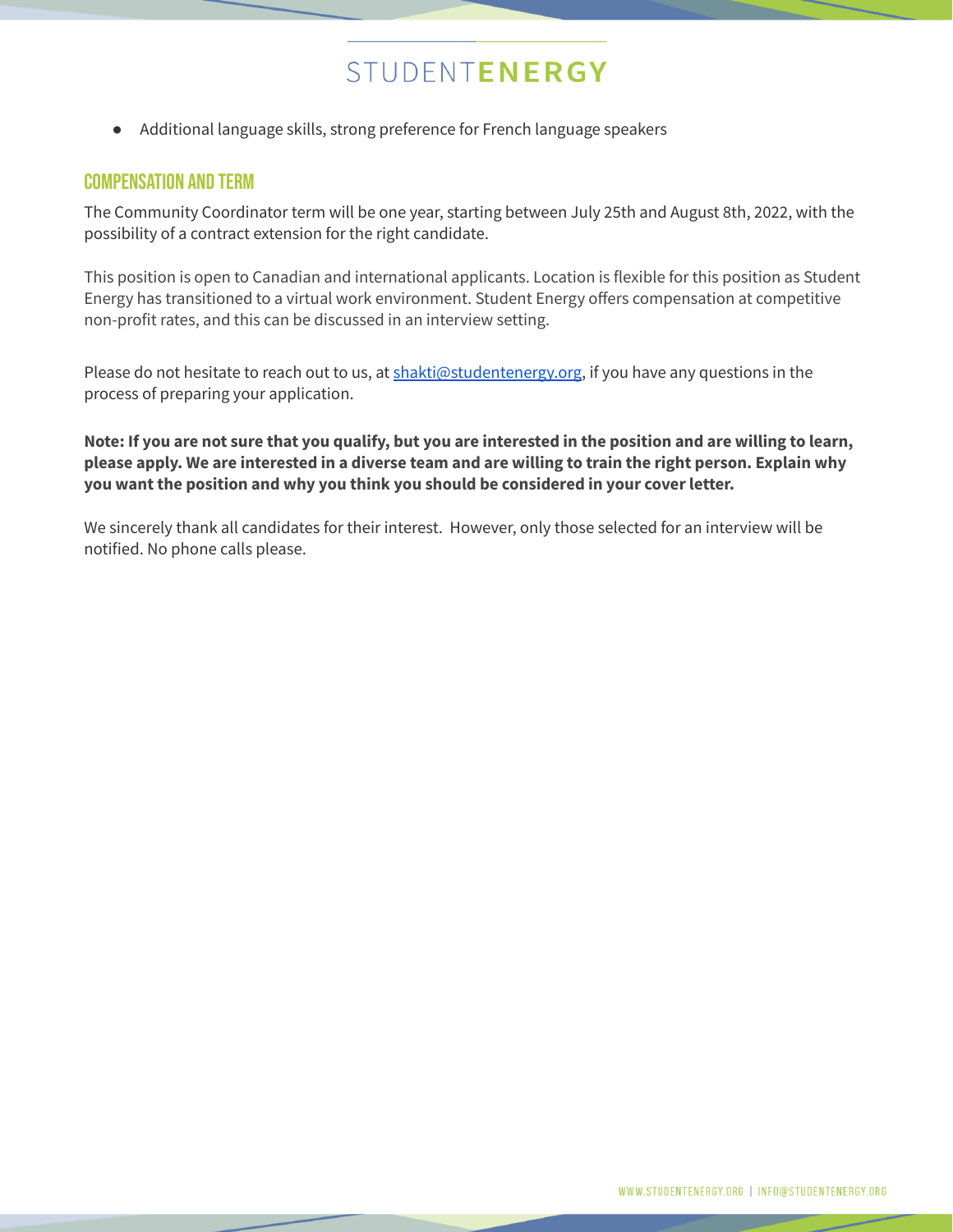- Additional language skills, strong preference for French language speakers

## Compensation and Term

The Community Coordinator term will be one year, starting between July 25th and August 8th, 2022, with the possibility of a contract extension for the right candidate.

This position is open to Canadian and international applicants. Location is flexible for this position as Student Energy has transitioned to a virtual work environment. Student Energy offers compensation at competitive non-profit rates, and this can be discussed in an interview setting.

Please do not hesitate to reach out to us, at shakti@studentenergy.org, if you have any questions in the process of preparing your application.

**Note: If you are not sure that you qualify, but you are interested in the position and are willing to learn, please apply. We are interested in a diverse team and are willing to train the right person. Explain why you want the position and why you think you should be considered in your cover letter.**

We sincerely thank all candidates for their interest. However, only those selected for an interview will be notified. No phone calls please.